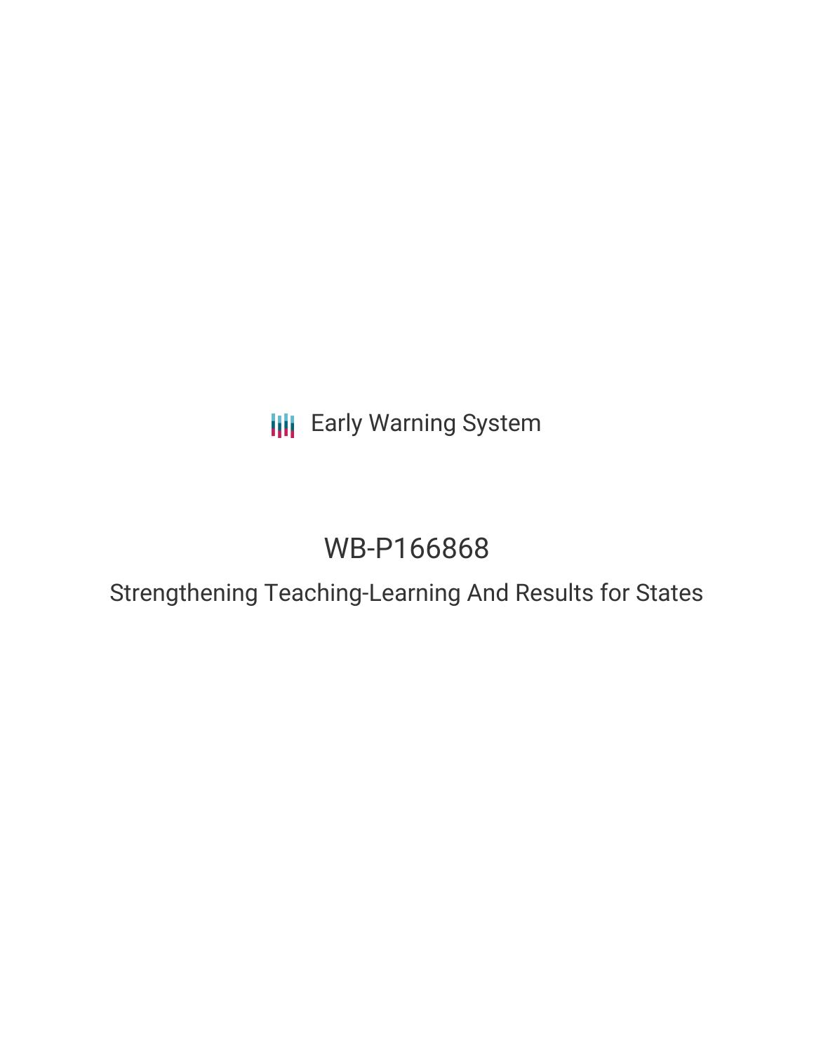Early Warning System

# WB-P166868

## Strengthening Teaching-Learning And Results for States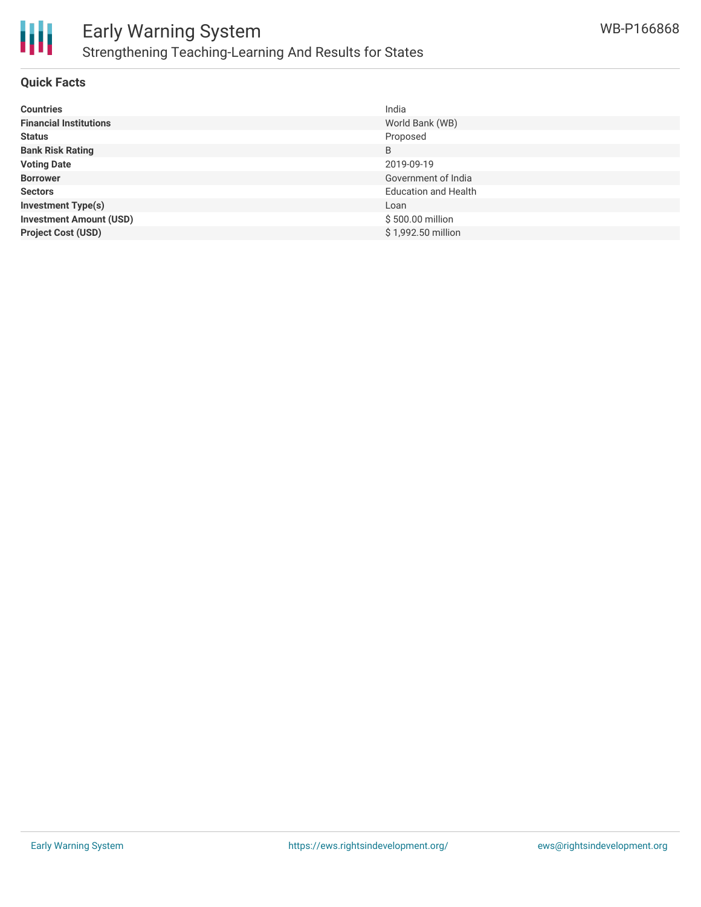## Quick Facts

| | |
|---|---|
| **Countries** | India |
| **Financial Institutions** | World Bank (WB) |
| **Status** | Proposed |
| **Bank Risk Rating** | B |
| **Voting Date** | 2019-09-19 |
| **Borrower** | Government of India |
| **Sectors** | Education and Health |
| **Investment Type(s)** | Loan |
| **Investment Amount (USD)** | $ 500.00 million |
| **Project Cost (USD)** | $ 1,992.50 million |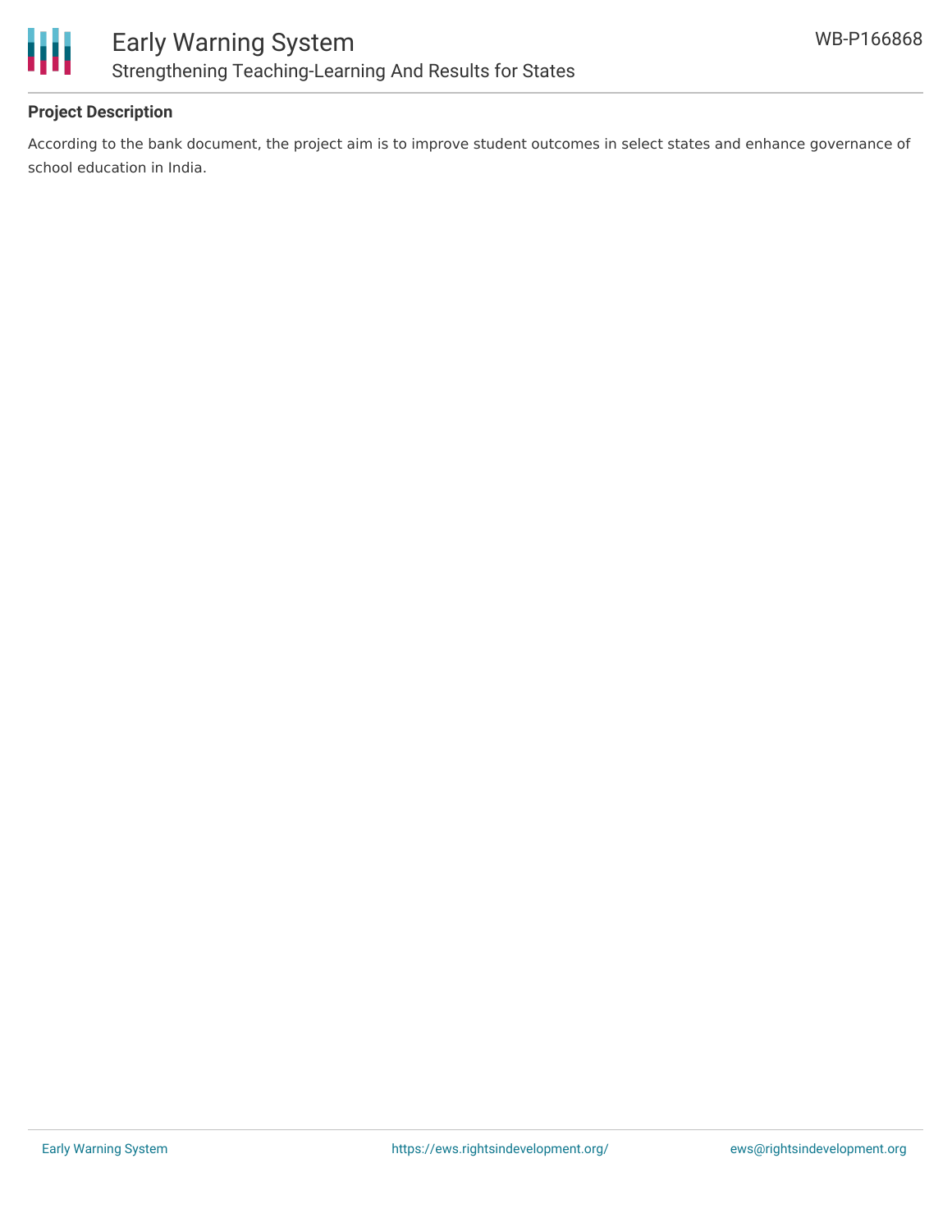## Project Description

According to the bank document, the project aim is to improve student outcomes in select states and enhance governance of school education in India.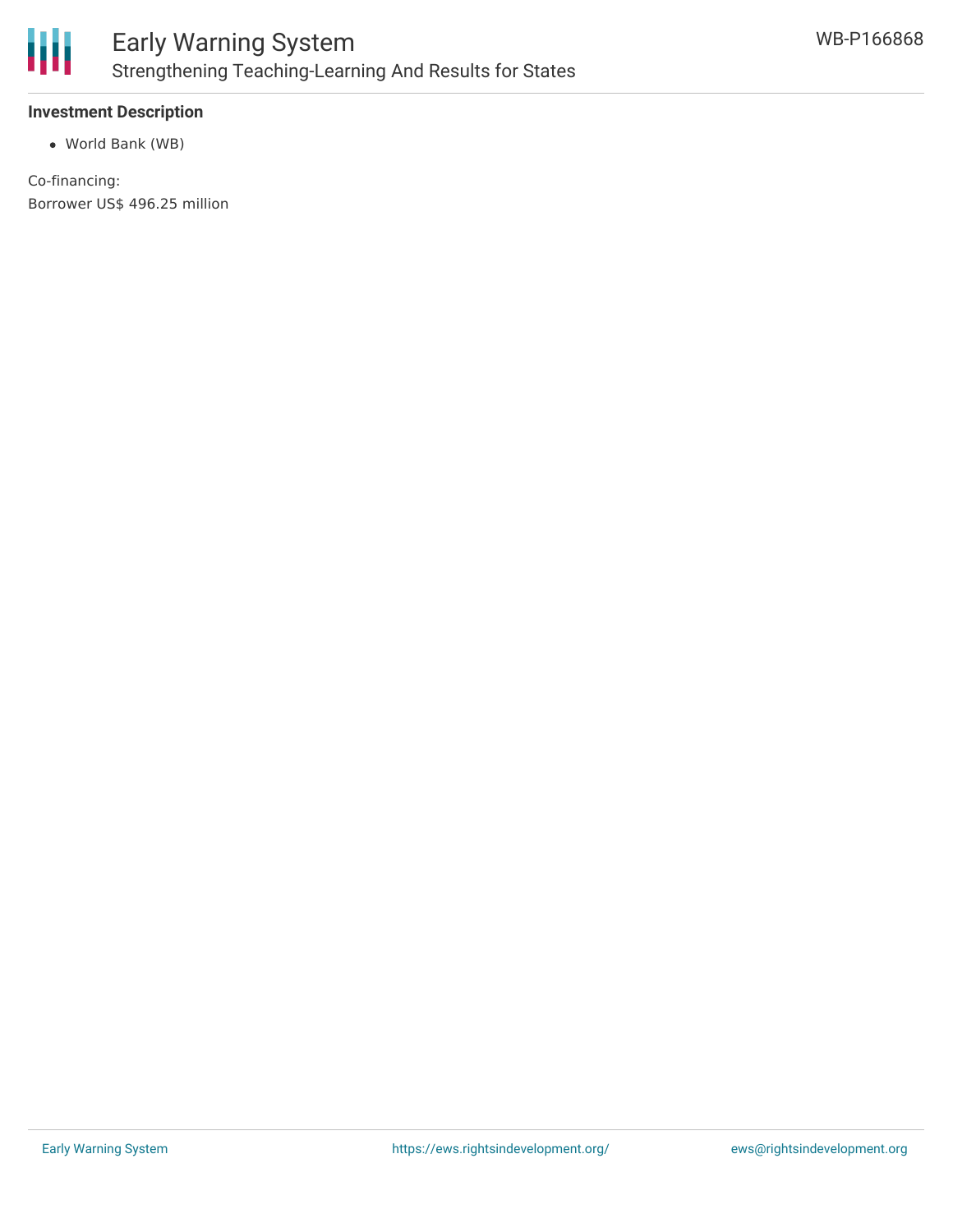**Investment Description**

- World Bank (WB)

Co-financing:
Borrower US$ 496.25 million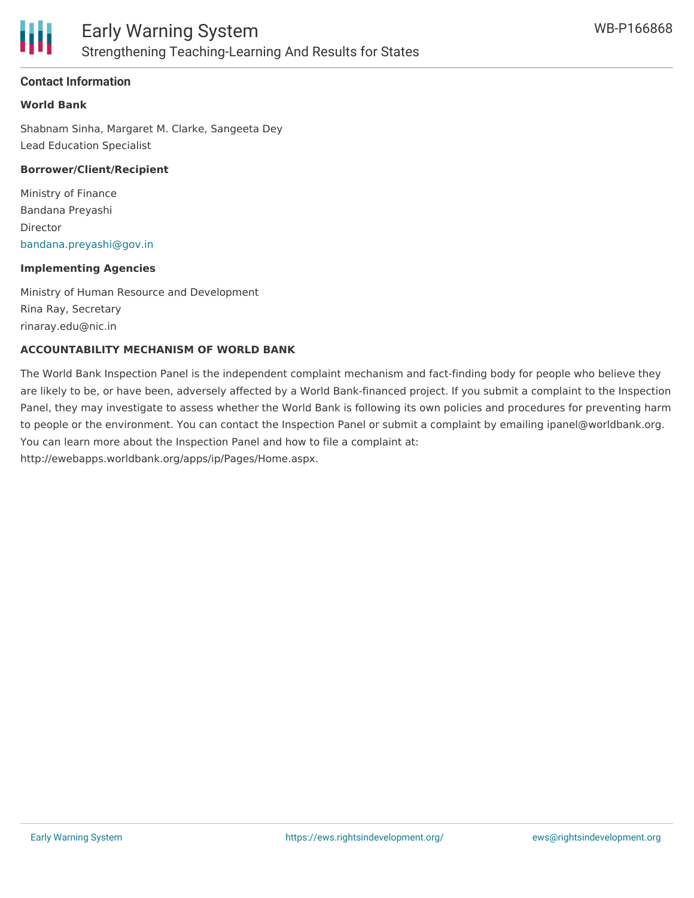## Contact Information

**World Bank**

Shabnam Sinha, Margaret M. Clarke, Sangeeta Dey
Lead Education Specialist

**Borrower/Client/Recipient**

Ministry of Finance
Bandana Preyashi
Director
bandana.preyashi@gov.in

**Implementing Agencies**

Ministry of Human Resource and Development
Rina Ray, Secretary
rinaray.edu@nic.in

**ACCOUNTABILITY MECHANISM OF WORLD BANK**

The World Bank Inspection Panel is the independent complaint mechanism and fact-finding body for people who believe they are likely to be, or have been, adversely affected by a World Bank-financed project. If you submit a complaint to the Inspection Panel, they may investigate to assess whether the World Bank is following its own policies and procedures for preventing harm to people or the environment. You can contact the Inspection Panel or submit a complaint by emailing ipanel@worldbank.org. You can learn more about the Inspection Panel and how to file a complaint at: http://ewebapps.worldbank.org/apps/ip/Pages/Home.aspx.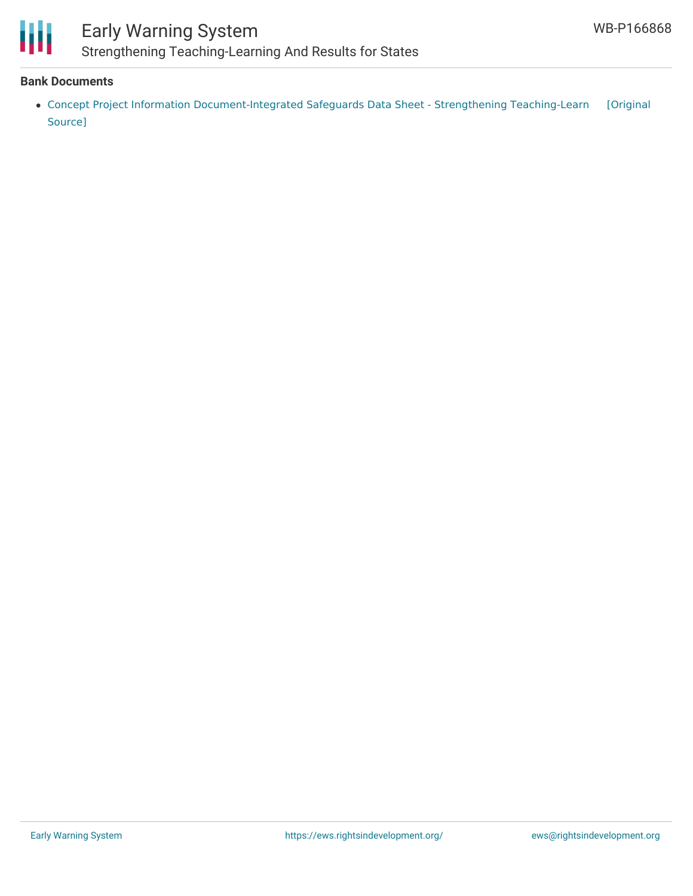**Bank Documents**

- Concept Project Information Document-Integrated Safeguards Data Sheet - Strengthening Teaching-Learn [Original Source]